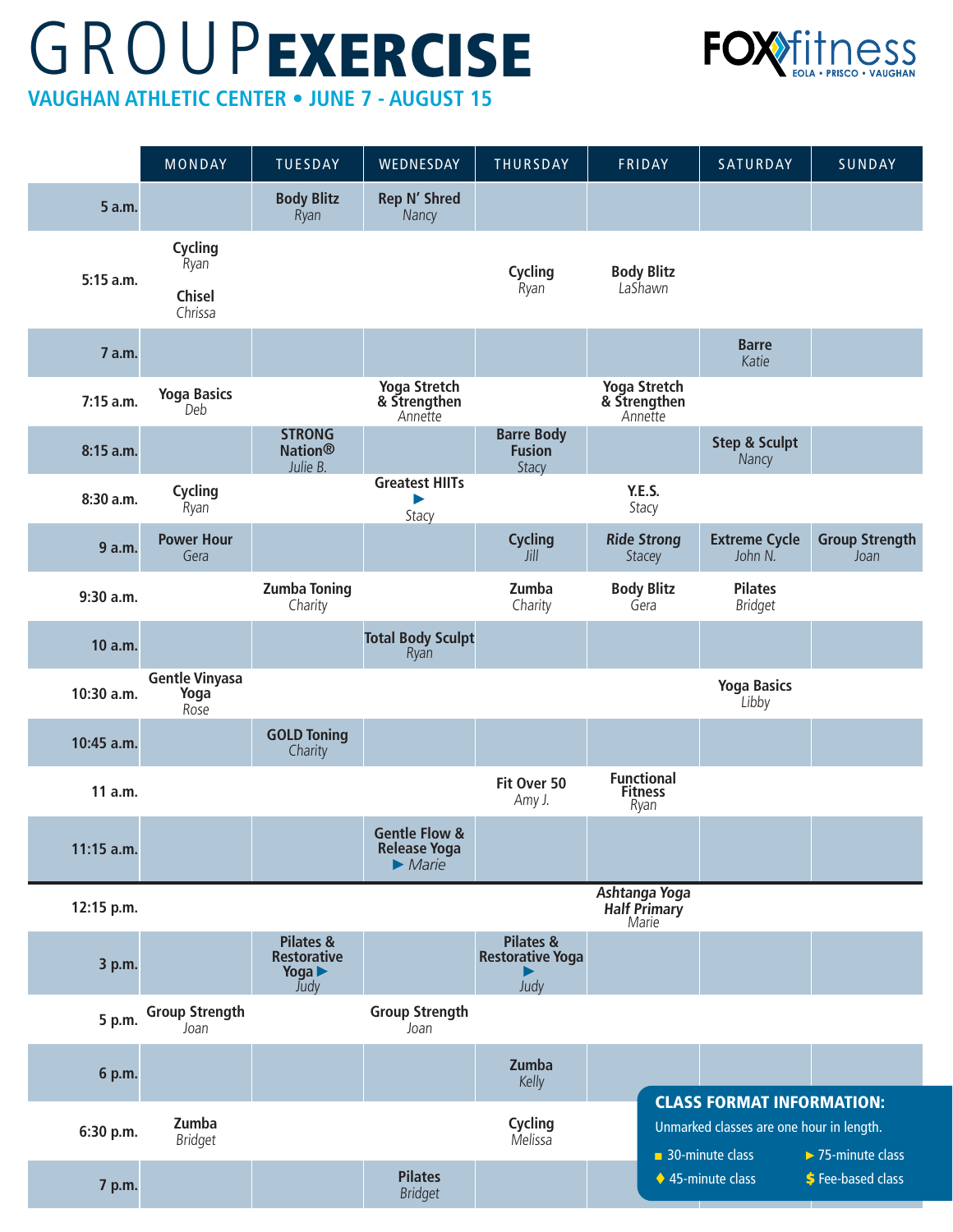# GROUP EXERCISE

**VAUGHAN ATHLETIC CENTER • JUNE 7 - AUGUST 15**

FOX fitness — EOLA • PRISCO • VAUGHAN

| | MONDAY | TUESDAY | WEDNESDAY | THURSDAY | FRIDAY | SATURDAY | SUNDAY |
|---|---|---|---|---|---|---|---|
| **5 a.m.** | | **Body Blitz** *Ryan* | **Rep N' Shred** *Nancy* | | | | |
| **5:15 a.m.** | **Cycling** *Ryan* **Chisel** *Chrissa* | | | **Cycling** *Ryan* | **Body Blitz** *LaShawn* | | |
| **7 a.m.** | | | | | | **Barre** *Katie* | |
| **7:15 a.m.** | **Yoga Basics** *Deb* | | **Yoga Stretch & Strengthen** *Annette* | | **Yoga Stretch & Strengthen** *Annette* | | |
| **8:15 a.m.** | | **STRONG Nation®** *Julie B.* | | **Barre Body Fusion** *Stacy* | | **Step & Sculpt** *Nancy* | |
| **8:30 a.m.** | **Cycling** *Ryan* | | **Greatest HIITs** ► *Stacy* | | **Y.E.S.** *Stacy* | | |
| **9 a.m.** | **Power Hour** *Gera* | | | **Cycling** *Jill* | ***Ride Strong*** *Stacey* | **Extreme Cycle** *John N.* | **Group Strength** *Joan* |
| **9:30 a.m.** | | **Zumba Toning** *Charity* | | **Zumba** *Charity* | **Body Blitz** *Gera* | **Pilates** *Bridget* | |
| **10 a.m.** | | | **Total Body Sculpt** *Ryan* | | | | |
| **10:30 a.m.** | **Gentle Vinyasa Yoga** *Rose* | | | | | **Yoga Basics** *Libby* | |
| **10:45 a.m.** | | **GOLD Toning** *Charity* | | | | | |
| **11 a.m.** | | | | **Fit Over 50** *Amy J.* | **Functional Fitness** *Ryan* | | |
| **11:15 a.m.** | | | **Gentle Flow & Release Yoga** ► *Marie* | | | | |
| **12:15 p.m.** | | | | | ***Ashtanga Yoga Half Primary*** *Marie* | | |
| **3 p.m.** | | **Pilates & Restorative Yoga** ► *Judy* | | **Pilates & Restorative Yoga** ► *Judy* | | | |
| **5 p.m.** | **Group Strength** *Joan* | | **Group Strength** *Joan* | | | | |
| **6 p.m.** | | | | **Zumba** *Kelly* | | | |
| **6:30 p.m.** | **Zumba** *Bridget* | | | **Cycling** *Melissa* | | | |
| **7 p.m.** | | | **Pilates** *Bridget* | | | | |

**CLASS FORMAT INFORMATION:**

Unmarked classes are one hour in length.

- ■ 30-minute class
- ► 75-minute class
- ♦ 45-minute class
- $ Fee-based class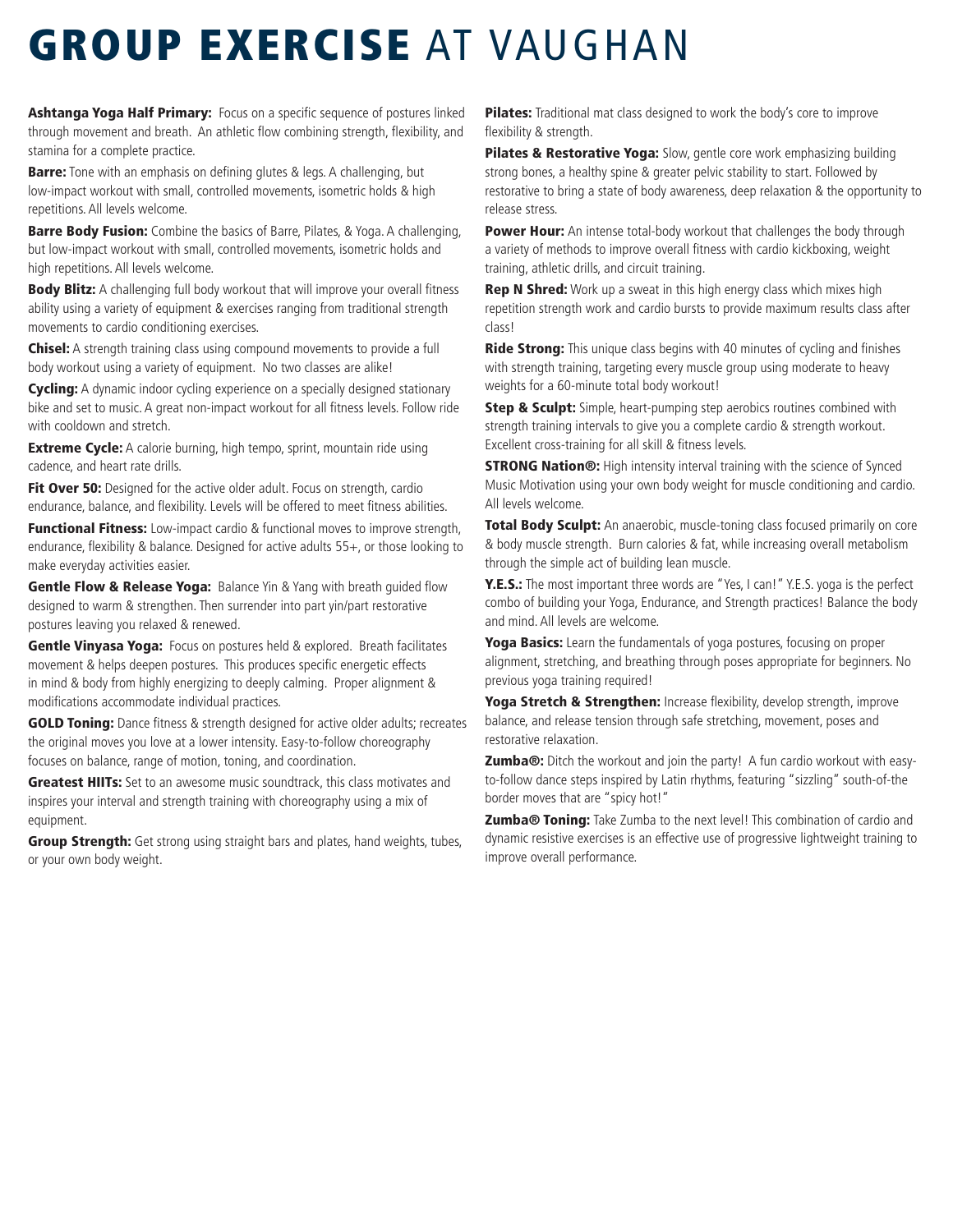# GROUP EXERCISE AT VAUGHAN

**Ashtanga Yoga Half Primary:** Focus on a specific sequence of postures linked through movement and breath. An athletic flow combining strength, flexibility, and stamina for a complete practice.

**Barre:** Tone with an emphasis on defining glutes & legs. A challenging, but low-impact workout with small, controlled movements, isometric holds & high repetitions. All levels welcome.

**Barre Body Fusion:** Combine the basics of Barre, Pilates, & Yoga. A challenging, but low-impact workout with small, controlled movements, isometric holds and high repetitions. All levels welcome.

**Body Blitz:** A challenging full body workout that will improve your overall fitness ability using a variety of equipment & exercises ranging from traditional strength movements to cardio conditioning exercises.

**Chisel:** A strength training class using compound movements to provide a full body workout using a variety of equipment. No two classes are alike!

**Cycling:** A dynamic indoor cycling experience on a specially designed stationary bike and set to music. A great non-impact workout for all fitness levels. Follow ride with cooldown and stretch.

**Extreme Cycle:** A calorie burning, high tempo, sprint, mountain ride using cadence, and heart rate drills.

**Fit Over 50:** Designed for the active older adult. Focus on strength, cardio endurance, balance, and flexibility. Levels will be offered to meet fitness abilities.

**Functional Fitness:** Low-impact cardio & functional moves to improve strength, endurance, flexibility & balance. Designed for active adults 55+, or those looking to make everyday activities easier.

**Gentle Flow & Release Yoga:** Balance Yin & Yang with breath guided flow designed to warm & strengthen. Then surrender into part yin/part restorative postures leaving you relaxed & renewed.

**Gentle Vinyasa Yoga:** Focus on postures held & explored. Breath facilitates movement & helps deepen postures. This produces specific energetic effects in mind & body from highly energizing to deeply calming. Proper alignment & modifications accommodate individual practices.

**GOLD Toning:** Dance fitness & strength designed for active older adults; recreates the original moves you love at a lower intensity. Easy-to-follow choreography focuses on balance, range of motion, toning, and coordination.

**Greatest HIITs:** Set to an awesome music soundtrack, this class motivates and inspires your interval and strength training with choreography using a mix of equipment.

**Group Strength:** Get strong using straight bars and plates, hand weights, tubes, or your own body weight.

**Pilates:** Traditional mat class designed to work the body's core to improve flexibility & strength.

**Pilates & Restorative Yoga:** Slow, gentle core work emphasizing building strong bones, a healthy spine & greater pelvic stability to start. Followed by restorative to bring a state of body awareness, deep relaxation & the opportunity to release stress.

**Power Hour:** An intense total-body workout that challenges the body through a variety of methods to improve overall fitness with cardio kickboxing, weight training, athletic drills, and circuit training.

**Rep N Shred:** Work up a sweat in this high energy class which mixes high repetition strength work and cardio bursts to provide maximum results class after class!

**Ride Strong:** This unique class begins with 40 minutes of cycling and finishes with strength training, targeting every muscle group using moderate to heavy weights for a 60-minute total body workout!

**Step & Sculpt:** Simple, heart-pumping step aerobics routines combined with strength training intervals to give you a complete cardio & strength workout. Excellent cross-training for all skill & fitness levels.

**STRONG Nation®:** High intensity interval training with the science of Synced Music Motivation using your own body weight for muscle conditioning and cardio. All levels welcome.

**Total Body Sculpt:** An anaerobic, muscle-toning class focused primarily on core & body muscle strength. Burn calories & fat, while increasing overall metabolism through the simple act of building lean muscle.

**Y.E.S.:** The most important three words are "Yes, I can!" Y.E.S. yoga is the perfect combo of building your Yoga, Endurance, and Strength practices! Balance the body and mind. All levels are welcome.

**Yoga Basics:** Learn the fundamentals of yoga postures, focusing on proper alignment, stretching, and breathing through poses appropriate for beginners. No previous yoga training required!

**Yoga Stretch & Strengthen:** Increase flexibility, develop strength, improve balance, and release tension through safe stretching, movement, poses and restorative relaxation.

**Zumba®:** Ditch the workout and join the party! A fun cardio workout with easy-to-follow dance steps inspired by Latin rhythms, featuring "sizzling" south-of-the border moves that are "spicy hot!"

**Zumba® Toning:** Take Zumba to the next level! This combination of cardio and dynamic resistive exercises is an effective use of progressive lightweight training to improve overall performance.